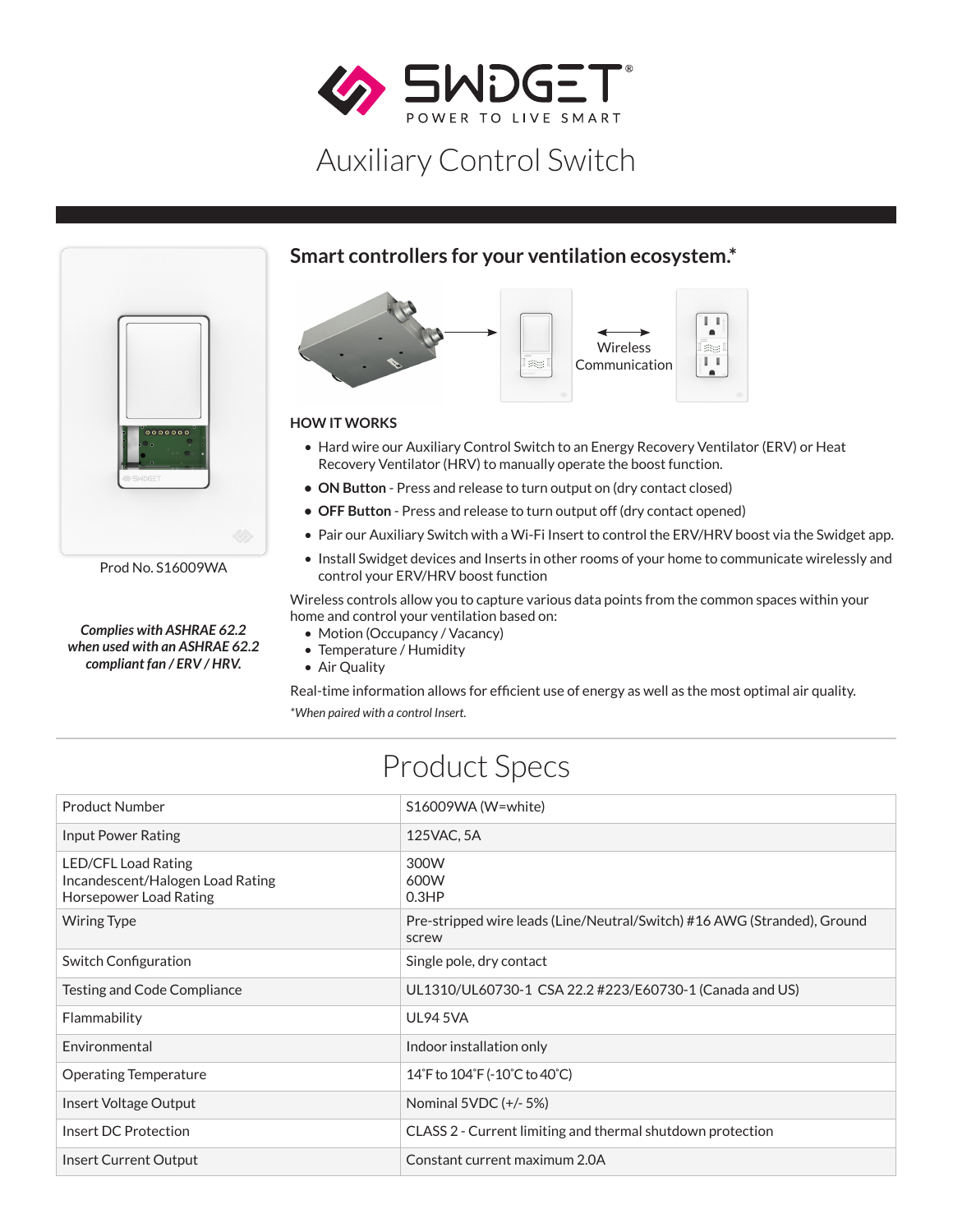# Auxiliary Control Switch

Prod No. S16009WA

***Complies with ASHRAE 62.2 when used with an ASHRAE 62.2 compliant fan / ERV / HRV.***

## Smart controllers for your ventilation ecosystem.*

Wireless Communication

**HOW IT WORKS**

- Hard wire our Auxiliary Control Switch to an Energy Recovery Ventilator (ERV) or Heat Recovery Ventilator (HRV) to manually operate the boost function.
- **ON Button** - Press and release to turn output on (dry contact closed)
- **OFF Button** - Press and release to turn output off (dry contact opened)
- Pair our Auxiliary Switch with a Wi-Fi Insert to control the ERV/HRV boost via the Swidget app.
- Install Swidget devices and Inserts in other rooms of your home to communicate wirelessly and control your ERV/HRV boost function

Wireless controls allow you to capture various data points from the common spaces within your home and control your ventilation based on:

- Motion (Occupancy / Vacancy)
- Temperature / Humidity
- Air Quality

Real-time information allows for efficient use of energy as well as the most optimal air quality.

*\*When paired with a control Insert.*

# Product Specs

| Product Number | S16009WA (W=white) |
|---|---|
| Input Power Rating | 125VAC, 5A |
| LED/CFL Load Rating<br>Incandescent/Halogen Load Rating<br>Horsepower Load Rating | 300W<br>600W<br>0.3HP |
| Wiring Type | Pre-stripped wire leads (Line/Neutral/Switch) #16 AWG (Stranded), Ground screw |
| Switch Configuration | Single pole, dry contact |
| Testing and Code Compliance | UL1310/UL60730-1 CSA 22.2 #223/E60730-1 (Canada and US) |
| Flammability | UL94 5VA |
| Environmental | Indoor installation only |
| Operating Temperature | 14˚F to 104˚F (-10˚C to 40˚C) |
| Insert Voltage Output | Nominal 5VDC (+/- 5%) |
| Insert DC Protection | CLASS 2 - Current limiting and thermal shutdown protection |
| Insert Current Output | Constant current maximum 2.0A |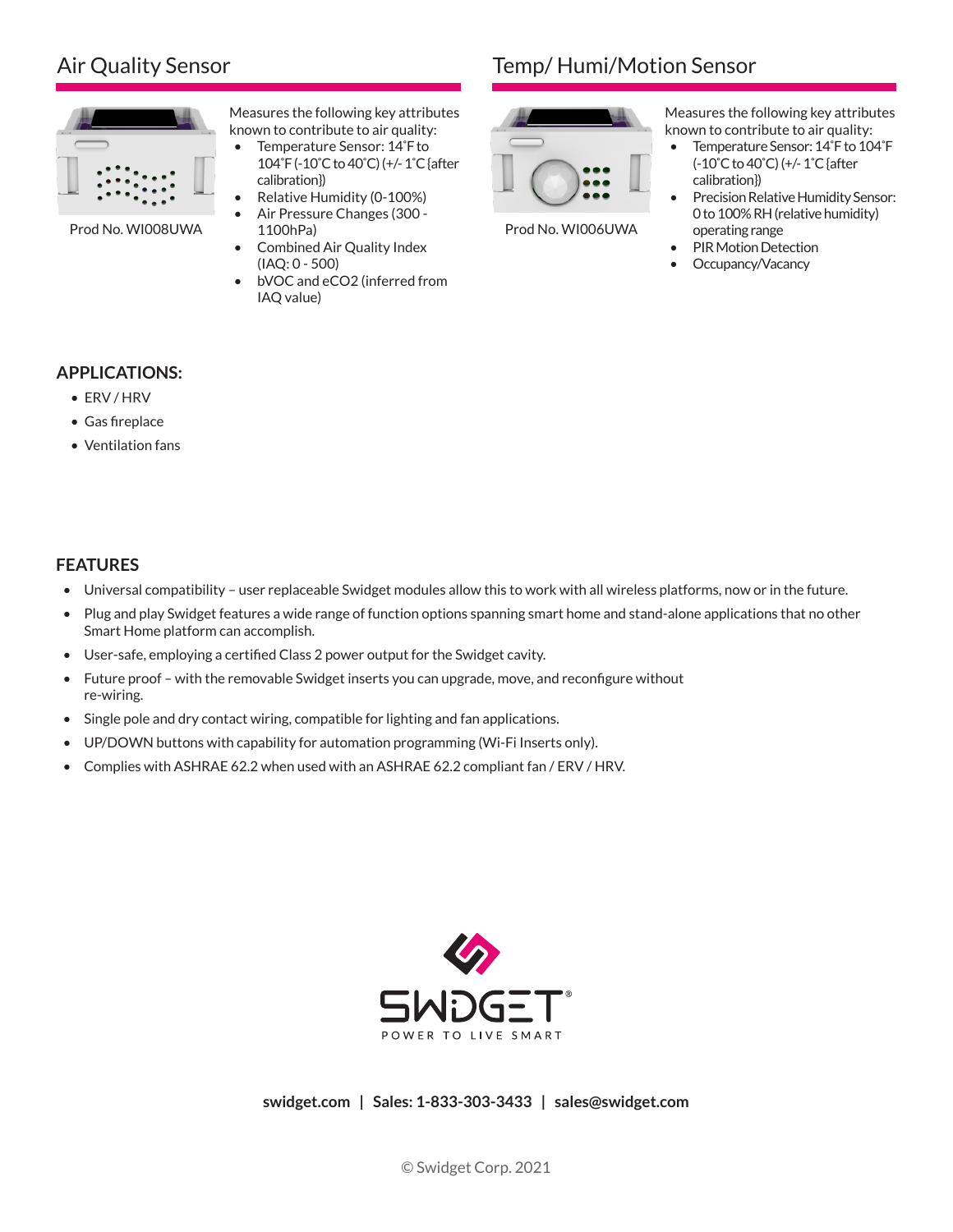## Air Quality Sensor

Prod No. WI008UWA

Measures the following key attributes known to contribute to air quality:

- Temperature Sensor: 14˚F to 104˚F (-10˚C to 40˚C) (+/- 1˚C {after calibration})
- Relative Humidity (0-100%)
- Air Pressure Changes (300 - 1100hPa)
- Combined Air Quality Index (IAQ: 0 - 500)
- bVOC and eCO2 (inferred from IAQ value)

## Temp/ Humi/Motion Sensor

Prod No. WI006UWA

Measures the following key attributes known to contribute to air quality:

- Temperature Sensor: 14˚F to 104˚F (-10˚C to 40˚C) (+/- 1˚C {after calibration})
- Precision Relative Humidity Sensor: 0 to 100% RH (relative humidity) operating range
- PIR Motion Detection
- Occupancy/Vacancy

### APPLICATIONS:

- ERV / HRV
- Gas fireplace
- Ventilation fans

### FEATURES

- Universal compatibility – user replaceable Swidget modules allow this to work with all wireless platforms, now or in the future.
- Plug and play Swidget features a wide range of function options spanning smart home and stand-alone applications that no other Smart Home platform can accomplish.
- User-safe, employing a certified Class 2 power output for the Swidget cavity.
- Future proof – with the removable Swidget inserts you can upgrade, move, and reconfigure without re-wiring.
- Single pole and dry contact wiring, compatible for lighting and fan applications.
- UP/DOWN buttons with capability for automation programming (Wi-Fi Inserts only).
- Complies with ASHRAE 62.2 when used with an ASHRAE 62.2 compliant fan / ERV / HRV.

SWIDGET®
POWER TO LIVE SMART

**swidget.com | Sales: 1-833-303-3433 | sales@swidget.com**

© Swidget Corp. 2021